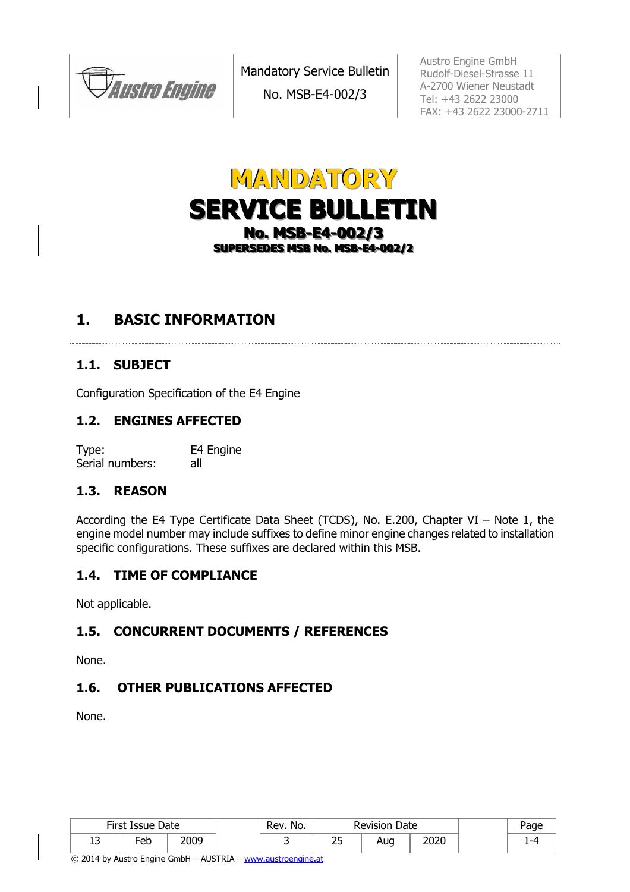# MANDATORY
# SERVICE BULLETIN
## No. MSB-E4-002/3
**SUPERSEDES MSB No. MSB-E4-002/2**

## 1. BASIC INFORMATION

### 1.1. SUBJECT

Configuration Specification of the E4 Engine

### 1.2. ENGINES AFFECTED

Type: E4 Engine
Serial numbers: all

### 1.3. REASON

According the E4 Type Certificate Data Sheet (TCDS), No. E.200, Chapter VI – Note 1, the engine model number may include suffixes to define minor engine changes related to installation specific configurations. These suffixes are declared within this MSB.

### 1.4. TIME OF COMPLIANCE

Not applicable.

### 1.5. CONCURRENT DOCUMENTS / REFERENCES

None.

### 1.6. OTHER PUBLICATIONS AFFECTED

None.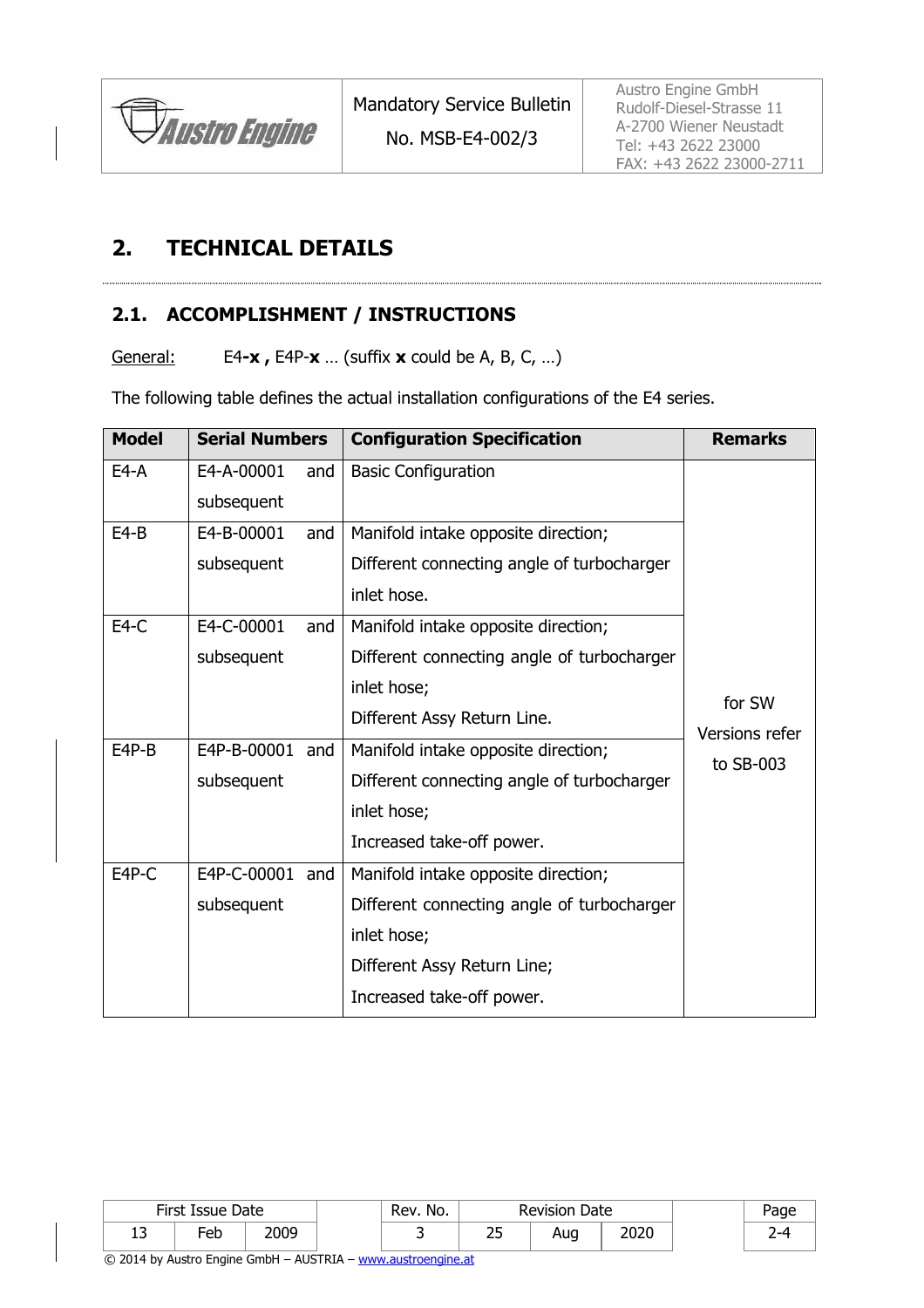# 2. TECHNICAL DETAILS

## 2.1. ACCOMPLISHMENT / INSTRUCTIONS

General: E4-**x ,** E4P-**x** … (suffix **x** could be A, B, C, …)

The following table defines the actual installation configurations of the E4 series.

| Model | Serial Numbers | Configuration Specification | Remarks |
|---|---|---|---|
| E4-A | E4-A-00001 and subsequent | Basic Configuration | for SW Versions refer to SB-003 |
| E4-B | E4-B-00001 and subsequent | Manifold intake opposite direction;<br>Different connecting angle of turbocharger inlet hose. | |
| E4-C | E4-C-00001 and subsequent | Manifold intake opposite direction;<br>Different connecting angle of turbocharger inlet hose;<br>Different Assy Return Line. | |
| E4P-B | E4P-B-00001 and subsequent | Manifold intake opposite direction;<br>Different connecting angle of turbocharger inlet hose;<br>Increased take-off power. | |
| E4P-C | E4P-C-00001 and subsequent | Manifold intake opposite direction;<br>Different connecting angle of turbocharger inlet hose;<br>Different Assy Return Line;<br>Increased take-off power. | |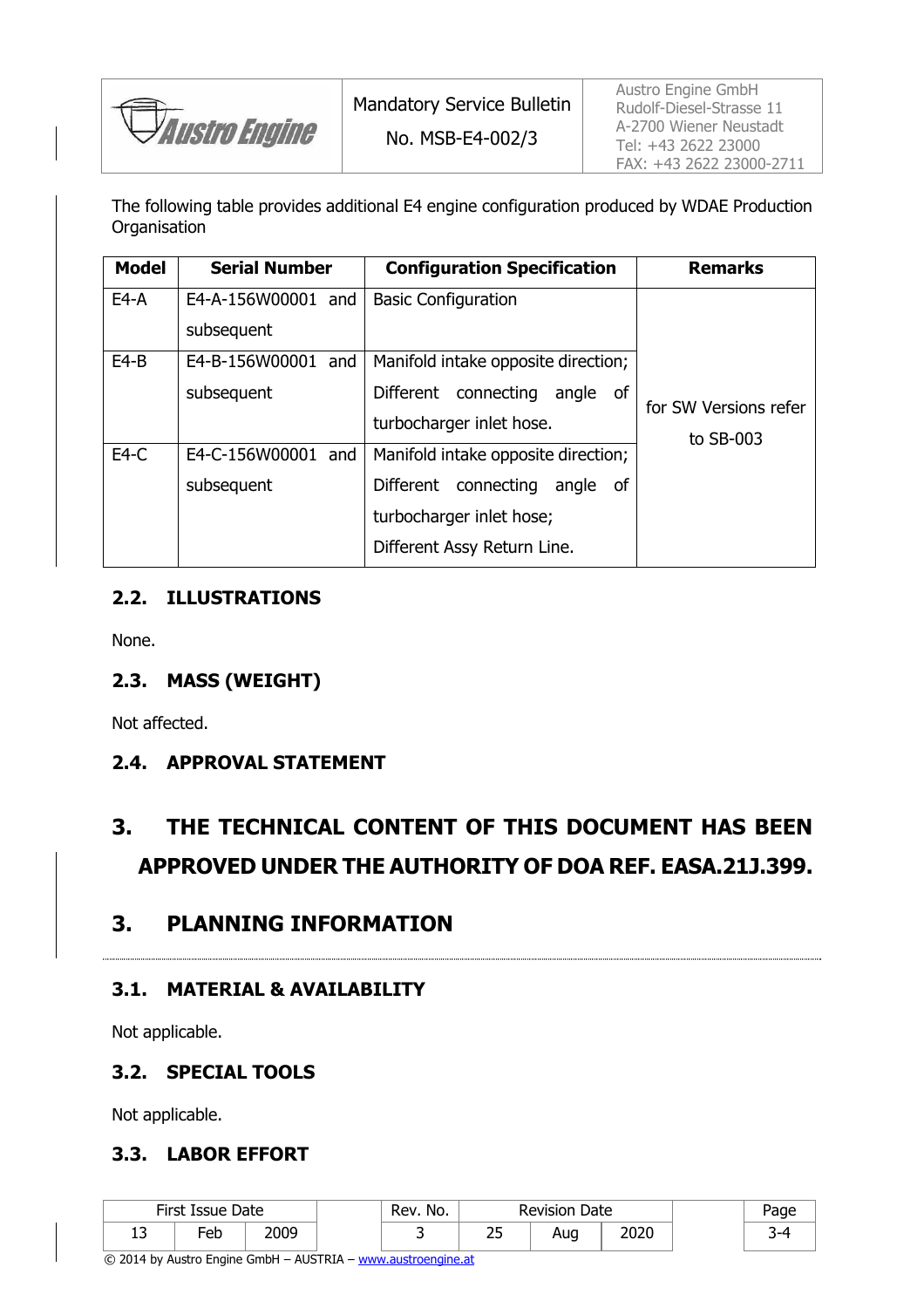The following table provides additional E4 engine configuration produced by WDAE Production Organisation

| Model | Serial Number | Configuration Specification | Remarks |
|---|---|---|---|
| E4-A | E4-A-156W00001 and subsequent | Basic Configuration | for SW Versions refer to SB-003 |
| E4-B | E4-B-156W00001 and subsequent | Manifold intake opposite direction; Different connecting angle of turbocharger inlet hose. | |
| E4-C | E4-C-156W00001 and subsequent | Manifold intake opposite direction; Different connecting angle of turbocharger inlet hose; Different Assy Return Line. | |

### 2.2. ILLUSTRATIONS

None.

### 2.3. MASS (WEIGHT)

Not affected.

### 2.4. APPROVAL STATEMENT

## 3. THE TECHNICAL CONTENT OF THIS DOCUMENT HAS BEEN APPROVED UNDER THE AUTHORITY OF DOA REF. EASA.21J.399.

## 3. PLANNING INFORMATION

### 3.1. MATERIAL & AVAILABILITY

Not applicable.

### 3.2. SPECIAL TOOLS

Not applicable.

### 3.3. LABOR EFFORT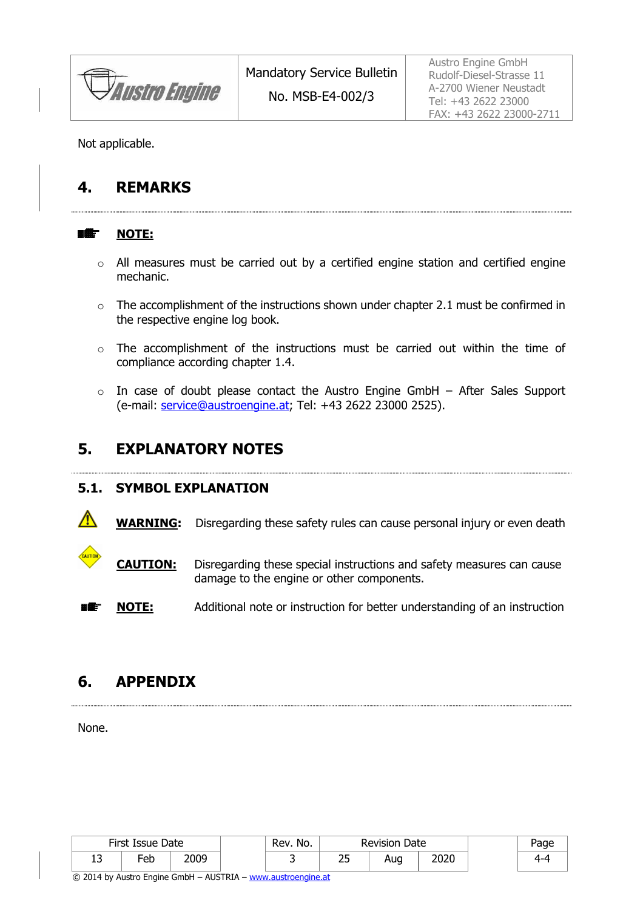Not applicable.

# 4. REMARKS

**NOTE:**

- All measures must be carried out by a certified engine station and certified engine mechanic.
- The accomplishment of the instructions shown under chapter 2.1 must be confirmed in the respective engine log book.
- The accomplishment of the instructions must be carried out within the time of compliance according chapter 1.4.
- In case of doubt please contact the Austro Engine GmbH – After Sales Support (e-mail: service@austroengine.at; Tel: +43 2622 23000 2525).

# 5. EXPLANATORY NOTES

## 5.1. SYMBOL EXPLANATION

**WARNING:** Disregarding these safety rules can cause personal injury or even death

**CAUTION:** Disregarding these special instructions and safety measures can cause damage to the engine or other components.

**NOTE:** Additional note or instruction for better understanding of an instruction

# 6. APPENDIX

None.